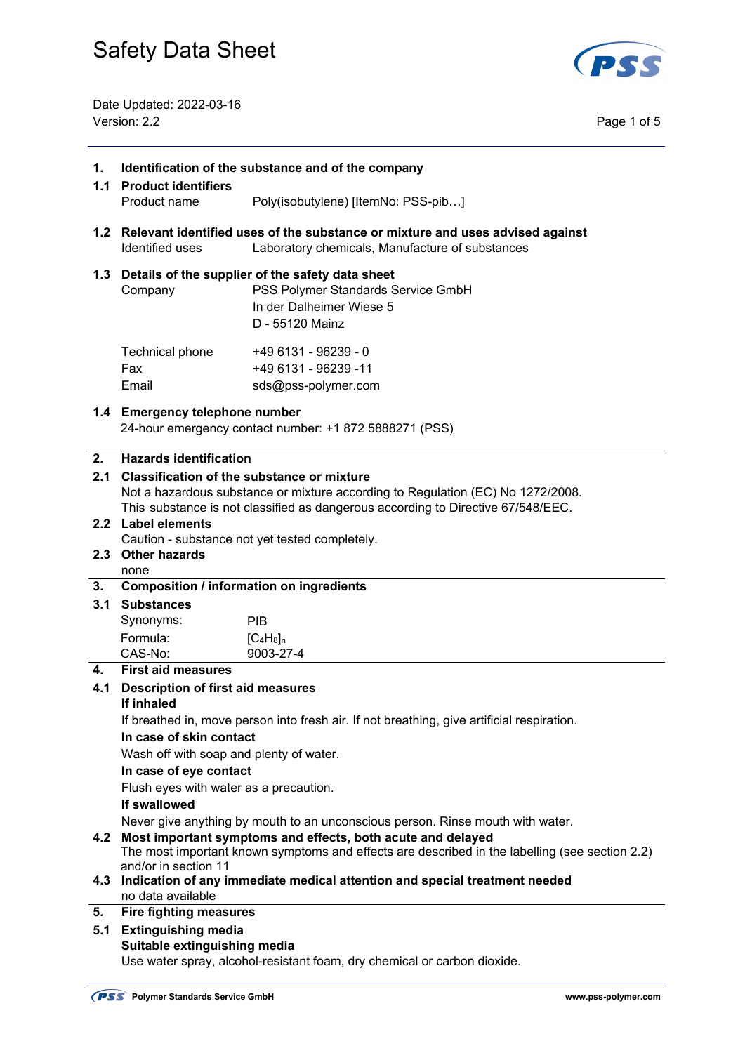# Safety Data Sheet

Date Updated: 2022-03-16
Version: 2.2

## 1. Identification of the substance and of the company

### 1.1 Product identifiers

| | |
|---|---|
| Product name | Poly(isobutylene) [ItemNo: PSS-pib…] |

### 1.2 Relevant identified uses of the substance or mixture and uses advised against

| | |
|---|---|
| Identified uses | Laboratory chemicals, Manufacture of substances |

### 1.3 Details of the supplier of the safety data sheet

| | |
|---|---|
| Company | PSS Polymer Standards Service GmbH<br>In der Dalheimer Wiese 5<br>D - 55120 Mainz |
| Technical phone | +49 6131 - 96239 - 0 |
| Fax | +49 6131 - 96239 -11 |
| Email | sds@pss-polymer.com |

### 1.4 Emergency telephone number

24-hour emergency contact number: +1 872 5888271 (PSS)

## 2. Hazards identification

### 2.1 Classification of the substance or mixture

Not a hazardous substance or mixture according to Regulation (EC) No 1272/2008.
This substance is not classified as dangerous according to Directive 67/548/EEC.

### 2.2 Label elements

Caution - substance not yet tested completely.

### 2.3 Other hazards

none

## 3. Composition / information on ingredients

### 3.1 Substances

| | |
|---|---|
| Synonyms: | PIB |
| Formula: | $[C_4H_8]_n$ |
| CAS-No: | 9003-27-4 |

## 4. First aid measures

### 4.1 Description of first aid measures

**If inhaled**

If breathed in, move person into fresh air. If not breathing, give artificial respiration.

**In case of skin contact**

Wash off with soap and plenty of water.

**In case of eye contact**

Flush eyes with water as a precaution.

**If swallowed**

Never give anything by mouth to an unconscious person. Rinse mouth with water.

### 4.2 Most important symptoms and effects, both acute and delayed

The most important known symptoms and effects are described in the labelling (see section 2.2) and/or in section 11

### 4.3 Indication of any immediate medical attention and special treatment needed

no data available

## 5. Fire fighting measures

### 5.1 Extinguishing media

**Suitable extinguishing media**

Use water spray, alcohol-resistant foam, dry chemical or carbon dioxide.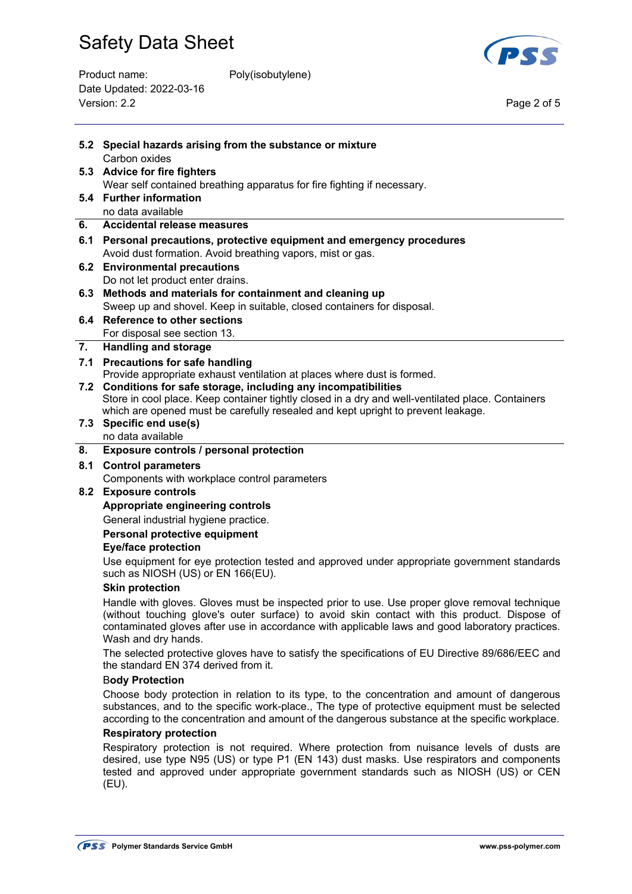**5.2 Special hazards arising from the substance or mixture**

Carbon oxides

**5.3 Advice for fire fighters**

Wear self contained breathing apparatus for fire fighting if necessary.

**5.4 Further information**

no data available

## 6. Accidental release measures

**6.1 Personal precautions, protective equipment and emergency procedures**

Avoid dust formation. Avoid breathing vapors, mist or gas.

**6.2 Environmental precautions**

Do not let product enter drains.

**6.3 Methods and materials for containment and cleaning up**

Sweep up and shovel. Keep in suitable, closed containers for disposal.

**6.4 Reference to other sections**

For disposal see section 13.

## 7. Handling and storage

**7.1 Precautions for safe handling**

Provide appropriate exhaust ventilation at places where dust is formed.

**7.2 Conditions for safe storage, including any incompatibilities**

Store in cool place. Keep container tightly closed in a dry and well-ventilated place. Containers which are opened must be carefully resealed and kept upright to prevent leakage.

**7.3 Specific end use(s)**

no data available

## 8. Exposure controls / personal protection

**8.1 Control parameters**

Components with workplace control parameters

**8.2 Exposure controls**

**Appropriate engineering controls**

General industrial hygiene practice.

**Personal protective equipment**

**Eye/face protection**

Use equipment for eye protection tested and approved under appropriate government standards such as NIOSH (US) or EN 166(EU).

**Skin protection**

Handle with gloves. Gloves must be inspected prior to use. Use proper glove removal technique (without touching glove's outer surface) to avoid skin contact with this product. Dispose of contaminated gloves after use in accordance with applicable laws and good laboratory practices. Wash and dry hands.

The selected protective gloves have to satisfy the specifications of EU Directive 89/686/EEC and the standard EN 374 derived from it.

**Body Protection**

Choose body protection in relation to its type, to the concentration and amount of dangerous substances, and to the specific work-place., The type of protective equipment must be selected according to the concentration and amount of the dangerous substance at the specific workplace.

**Respiratory protection**

Respiratory protection is not required. Where protection from nuisance levels of dusts are desired, use type N95 (US) or type P1 (EN 143) dust masks. Use respirators and components tested and approved under appropriate government standards such as NIOSH (US) or CEN (EU).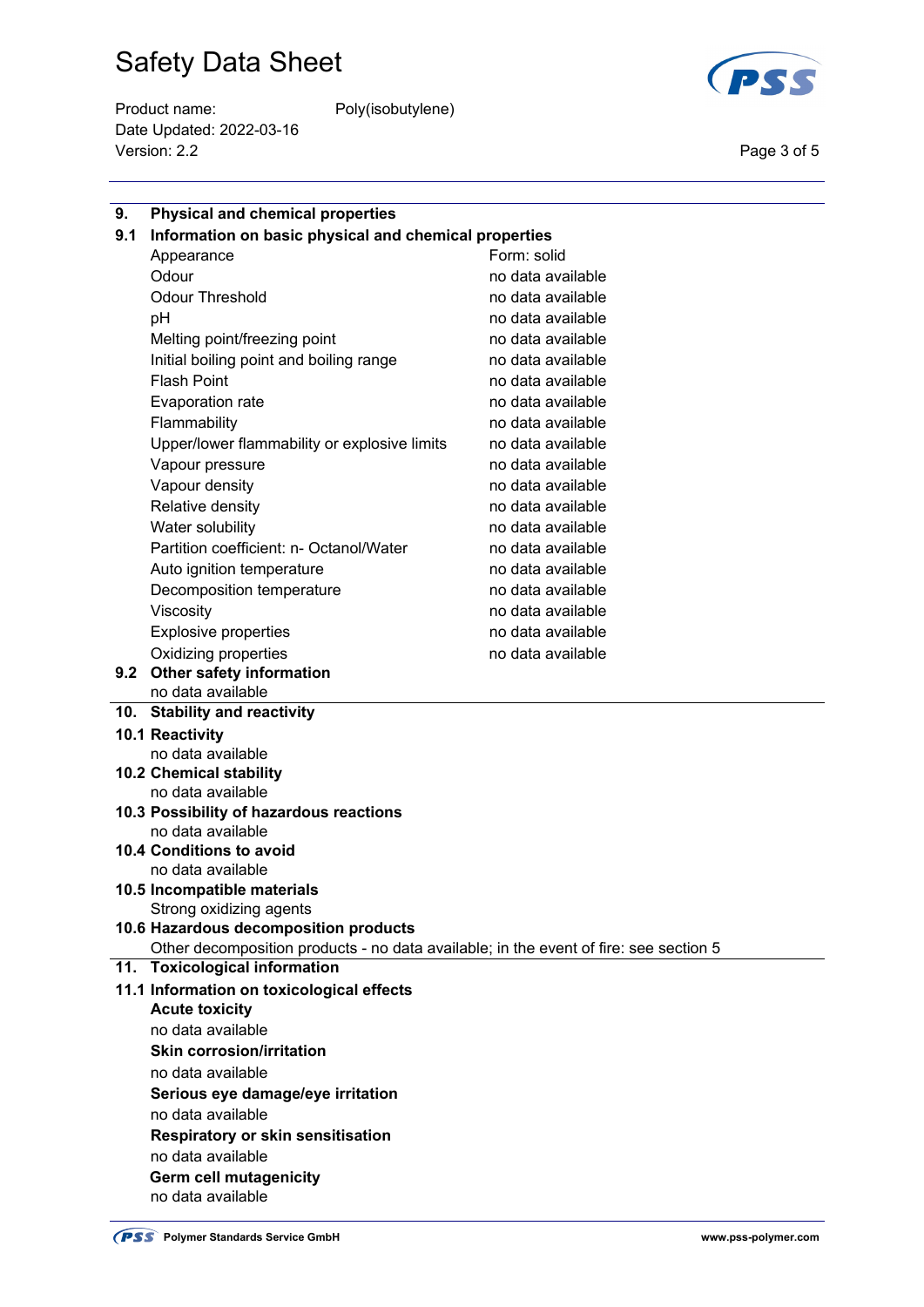## 9. Physical and chemical properties

### 9.1 Information on basic physical and chemical properties

| | |
|---|---|
| Appearance | Form: solid |
| Odour | no data available |
| Odour Threshold | no data available |
| pH | no data available |
| Melting point/freezing point | no data available |
| Initial boiling point and boiling range | no data available |
| Flash Point | no data available |
| Evaporation rate | no data available |
| Flammability | no data available |
| Upper/lower flammability or explosive limits | no data available |
| Vapour pressure | no data available |
| Vapour density | no data available |
| Relative density | no data available |
| Water solubility | no data available |
| Partition coefficient: n- Octanol/Water | no data available |
| Auto ignition temperature | no data available |
| Decomposition temperature | no data available |
| Viscosity | no data available |
| Explosive properties | no data available |
| Oxidizing properties | no data available |

### 9.2 Other safety information

no data available

## 10. Stability and reactivity

### 10.1 Reactivity

no data available

### 10.2 Chemical stability

no data available

### 10.3 Possibility of hazardous reactions

no data available

### 10.4 Conditions to avoid

no data available

### 10.5 Incompatible materials

Strong oxidizing agents

### 10.6 Hazardous decomposition products

Other decomposition products - no data available; in the event of fire: see section 5

## 11. Toxicological information

### 11.1 Information on toxicological effects

**Acute toxicity**

no data available

**Skin corrosion/irritation**

no data available

**Serious eye damage/eye irritation**

no data available

**Respiratory or skin sensitisation**

no data available

**Germ cell mutagenicity**

no data available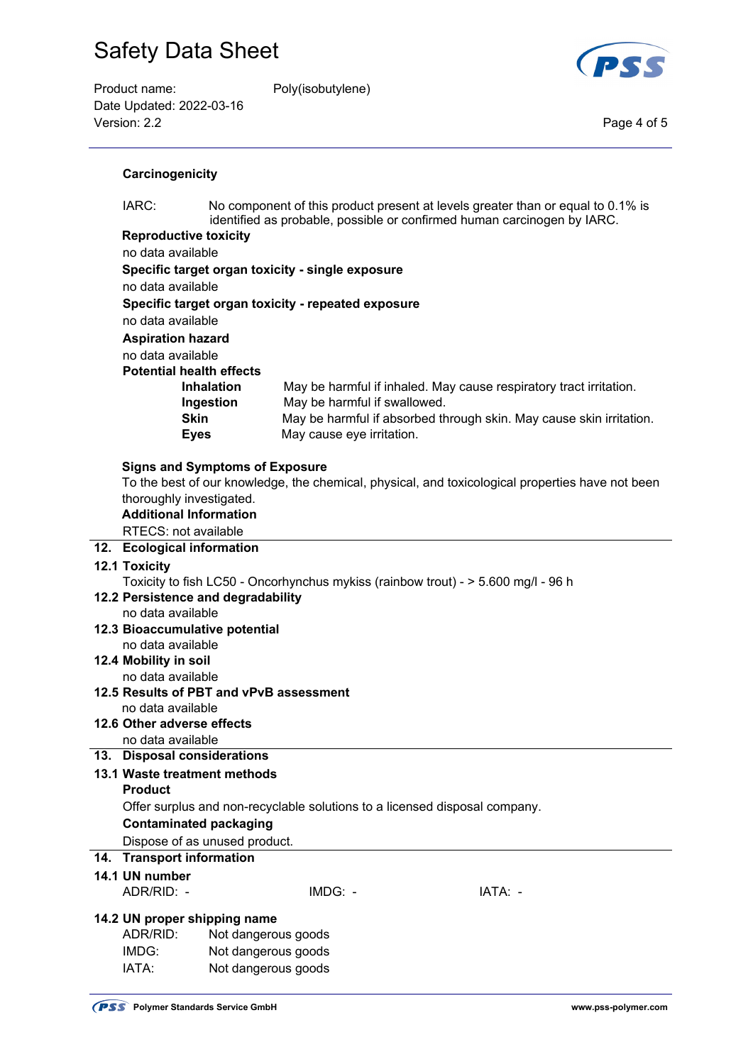**Carcinogenicity**

IARC: No component of this product present at levels greater than or equal to 0.1% is identified as probable, possible or confirmed human carcinogen by IARC.

**Reproductive toxicity**

no data available

**Specific target organ toxicity - single exposure**

no data available

**Specific target organ toxicity - repeated exposure**

no data available

**Aspiration hazard**

no data available

**Potential health effects**

| | |
|---|---|
| **Inhalation** | May be harmful if inhaled. May cause respiratory tract irritation. |
| **Ingestion** | May be harmful if swallowed. |
| **Skin** | May be harmful if absorbed through skin. May cause skin irritation. |
| **Eyes** | May cause eye irritation. |

**Signs and Symptoms of Exposure**

To the best of our knowledge, the chemical, physical, and toxicological properties have not been thoroughly investigated.

**Additional Information**

RTECS: not available

## 12. Ecological information

### 12.1 Toxicity

Toxicity to fish LC50 - Oncorhynchus mykiss (rainbow trout) - > 5.600 mg/l - 96 h

### 12.2 Persistence and degradability

no data available

### 12.3 Bioaccumulative potential

no data available

### 12.4 Mobility in soil

no data available

### 12.5 Results of PBT and vPvB assessment

no data available

### 12.6 Other adverse effects

no data available

## 13. Disposal considerations

### 13.1 Waste treatment methods

**Product**

Offer surplus and non-recyclable solutions to a licensed disposal company.

**Contaminated packaging**

Dispose of as unused product.

## 14. Transport information

### 14.1 UN number

ADR/RID: - IMDG: - IATA: -

### 14.2 UN proper shipping name

| | |
|---|---|
| ADR/RID: | Not dangerous goods |
| IMDG: | Not dangerous goods |
| IATA: | Not dangerous goods |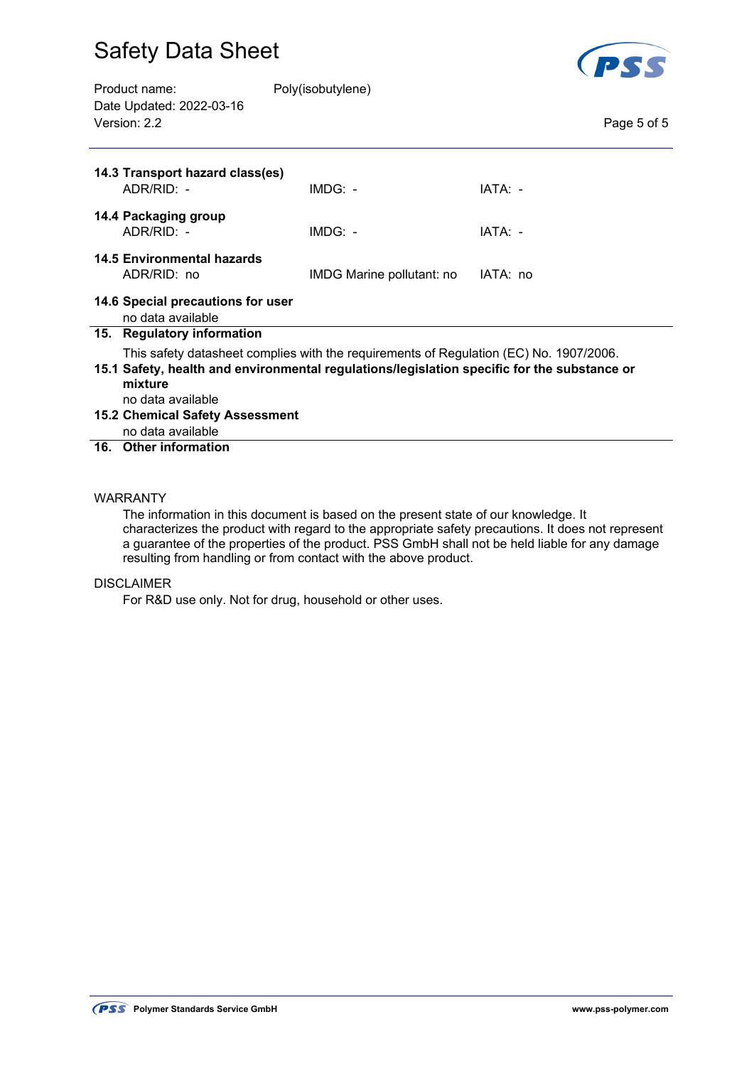**14.3 Transport hazard class(es)**

| | | |
|---|---|---|
| ADR/RID: - | IMDG: - | IATA: - |

**14.4 Packaging group**

| | | |
|---|---|---|
| ADR/RID: - | IMDG: - | IATA: - |

**14.5 Environmental hazards**

| | | |
|---|---|---|
| ADR/RID: no | IMDG Marine pollutant: no | IATA: no |

**14.6 Special precautions for user**

no data available

## 15. Regulatory information

This safety datasheet complies with the requirements of Regulation (EC) No. 1907/2006.

**15.1 Safety, health and environmental regulations/legislation specific for the substance or mixture**

no data available

**15.2 Chemical Safety Assessment**

no data available

## 16. Other information

WARRANTY

The information in this document is based on the present state of our knowledge. It characterizes the product with regard to the appropriate safety precautions. It does not represent a guarantee of the properties of the product. PSS GmbH shall not be held liable for any damage resulting from handling or from contact with the above product.

DISCLAIMER

For R&D use only. Not for drug, household or other uses.